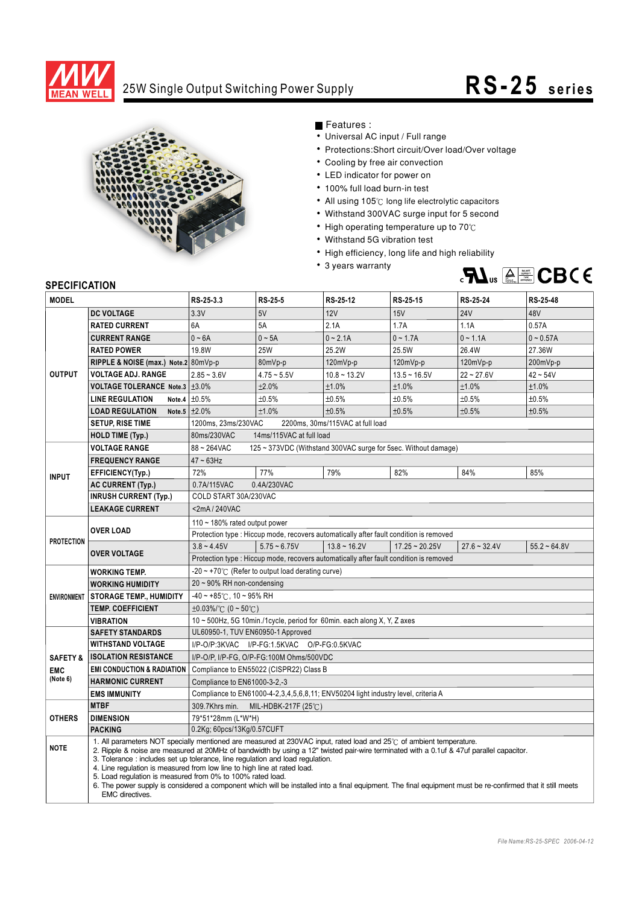MEAN WELL

# 25W Single Output Switching Power Supply

# RS-25 series

■ Features :

- Universal AC input / Full range
- Protections:Short circuit/Over load/Over voltage
- Cooling by free air convection
- LED indicator for power on
- 100% full load burn-in test
- All using 105℃ long life electrolytic capacitors
- Withstand 300VAC surge input for 5 second
- High operating temperature up to 70℃
- Withstand 5G vibration test
- High efficiency, long life and high reliability
- 3 years warranty

## SPECIFICATION

| MODEL | | RS-25-3.3 | RS-25-5 | RS-25-12 | RS-25-15 | RS-25-24 | RS-25-48 |
|---|---|---|---|---|---|---|---|
| OUTPUT | DC VOLTAGE | 3.3V | 5V | 12V | 15V | 24V | 48V |
| | RATED CURRENT | 6A | 5A | 2.1A | 1.7A | 1.1A | 0.57A |
| | CURRENT RANGE | 0 ~ 6A | 0 ~ 5A | 0 ~ 2.1A | 0 ~ 1.7A | 0 ~ 1.1A | 0 ~ 0.57A |
| | RATED POWER | 19.8W | 25W | 25.2W | 25.5W | 26.4W | 27.36W |
| | RIPPLE & NOISE (max.) Note.2 | 80mVp-p | 80mVp-p | 120mVp-p | 120mVp-p | 120mVp-p | 200mVp-p |
| | VOLTAGE ADJ. RANGE | 2.85 ~ 3.6V | 4.75 ~ 5.5V | 10.8 ~ 13.2V | 13.5 ~ 16.5V | 22 ~ 27.6V | 42 ~ 54V |
| | VOLTAGE TOLERANCE Note.3 | ±3.0% | ±2.0% | ±1.0% | ±1.0% | ±1.0% | ±1.0% |
| | LINE REGULATION Note.4 | ±0.5% | ±0.5% | ±0.5% | ±0.5% | ±0.5% | ±0.5% |
| | LOAD REGULATION Note.5 | ±2.0% | ±1.0% | ±0.5% | ±0.5% | ±0.5% | ±0.5% |
| | SETUP, RISE TIME | 1200ms, 23ms/230VAC 2200ms, 30ms/115VAC at full load | | | | | |
| | HOLD TIME (Typ.) | 80ms/230VAC 14ms/115VAC at full load | | | | | |
| INPUT | VOLTAGE RANGE | 88 ~ 264VAC 125 ~ 373VDC (Withstand 300VAC surge for 5sec. Without damage) | | | | | |
| | FREQUENCY RANGE | 47 ~ 63Hz | | | | | |
| | EFFICIENCY(Typ.) | 72% | 77% | 79% | 82% | 84% | 85% |
| | AC CURRENT (Typ.) | 0.7A/115VAC 0.4A/230VAC | | | | | |
| | INRUSH CURRENT (Typ.) | COLD START 30A/230VAC | | | | | |
| | LEAKAGE CURRENT | <2mA / 240VAC | | | | | |
| PROTECTION | OVER LOAD | 110 ~ 180% rated output power | | | | | |
| | | Protection type : Hiccup mode, recovers automatically after fault condition is removed | | | | | |
| | OVER VOLTAGE | 3.8 ~ 4.45V | 5.75 ~ 6.75V | 13.8 ~ 16.2V | 17.25 ~ 20.25V | 27.6 ~ 32.4V | 55.2 ~ 64.8V |
| | | Protection type : Hiccup mode, recovers automatically after fault condition is removed | | | | | |
| ENVIRONMENT | WORKING TEMP. | -20 ~ +70℃ (Refer to output load derating curve) | | | | | |
| | WORKING HUMIDITY | 20 ~ 90% RH non-condensing | | | | | |
| | STORAGE TEMP., HUMIDITY | -40 ~ +85℃, 10 ~ 95% RH | | | | | |
| | TEMP. COEFFICIENT | ±0.03%/℃ (0 ~ 50℃) | | | | | |
| | VIBRATION | 10 ~ 500Hz, 5G 10min./1cycle, period for 60min. each along X, Y, Z axes | | | | | |
| SAFETY & EMC (Note 6) | SAFETY STANDARDS | UL60950-1, TUV EN60950-1 Approved | | | | | |
| | WITHSTAND VOLTAGE | I/P-O/P:3KVAC I/P-FG:1.5KVAC O/P-FG:0.5KVAC | | | | | |
| | ISOLATION RESISTANCE | I/P-O/P, I/P-FG, O/P-FG:100M Ohms/500VDC | | | | | |
| | EMI CONDUCTION & RADIATION | Compliance to EN55022 (CISPR22) Class B | | | | | |
| | HARMONIC CURRENT | Compliance to EN61000-3-2,-3 | | | | | |
| | EMS IMMUNITY | Compliance to EN61000-4-2,3,4,5,6,8,11; ENV50204 light industry level, criteria A | | | | | |
| OTHERS | MTBF | 309.7Khrs min. MIL-HDBK-217F (25℃) | | | | | |
| | DIMENSION | 79*51*28mm (L*W*H) | | | | | |
| | PACKING | 0.2Kg; 60pcs/13Kg/0.57CUFT | | | | | |

**NOTE**

1. All parameters NOT specially mentioned are measured at 230VAC input, rated load and 25℃ of ambient temperature.
2. Ripple & noise are measured at 20MHz of bandwidth by using a 12" twisted pair-wire terminated with a 0.1uf & 47uf parallel capacitor.
3. Tolerance : includes set up tolerance, line regulation and load regulation.
4. Line regulation is measured from low line to high line at rated load.
5. Load regulation is measured from 0% to 100% rated load.
6. The power supply is considered a component which will be installed into a final equipment. The final equipment must be re-confirmed that it still meets EMC directives.

*File Name:RS-25-SPEC 2006-04-12*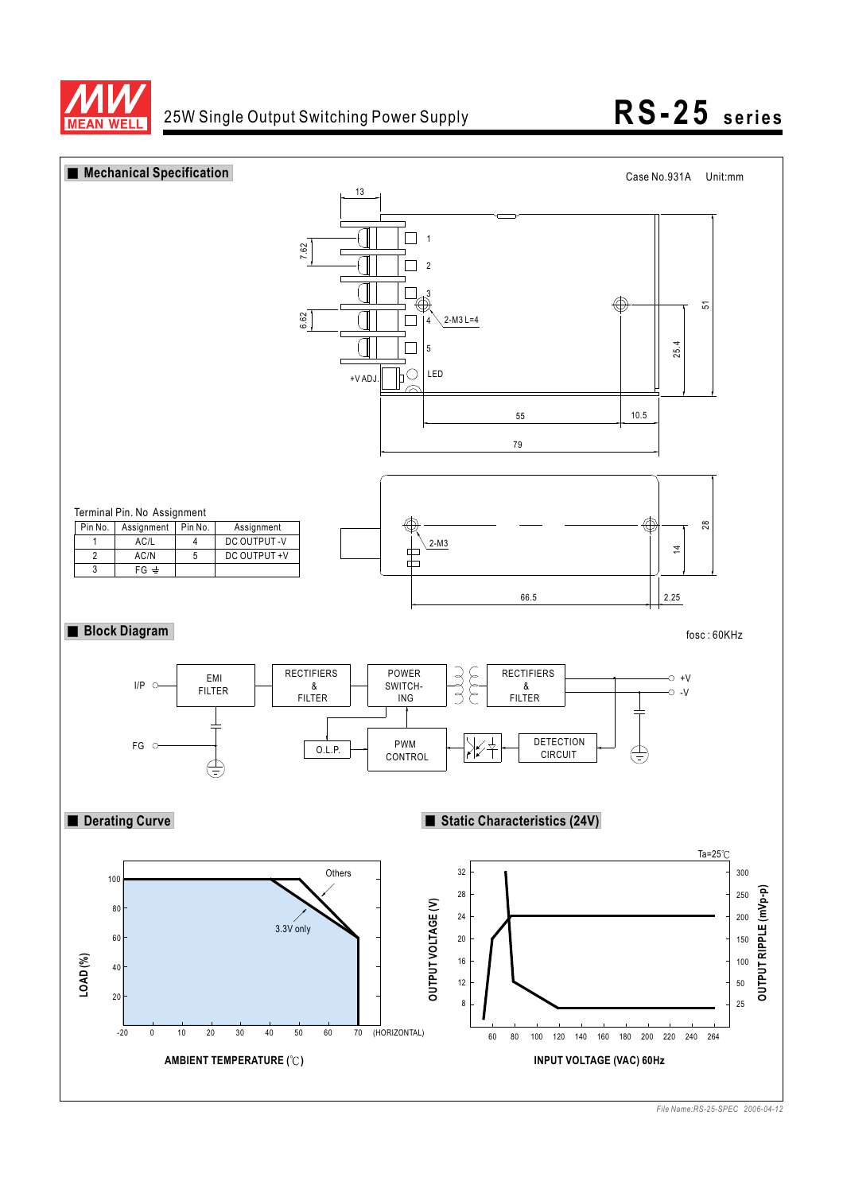25W Single Output Switching Power Supply

# RS-25 series

## Mechanical Specification

Case No.931A Unit:mm

13

7.62

6.62

1

2

3

4

5

2-M3 L=4

LED

+V ADJ.

51

25.4

55

10.5

79

28

14

2-M3

66.5

2.25

Terminal Pin. No Assignment

| Pin No. | Assignment | Pin No. | Assignment |
|---|---|---|---|
| 1 | AC/L | 4 | DC OUTPUT -V |
| 2 | AC/N | 5 | DC OUTPUT +V |
| 3 | FG ⏚ | | |

## Block Diagram

fosc : 60KHz

I/P

FG

EMI FILTER

RECTIFIERS & FILTER

POWER SWITCH-ING

RECTIFIERS & FILTER

+V

-V

O.L.P.

PWM CONTROL

DETECTION CIRCUIT

## Derating Curve

LOAD (%)

100

80

60

40

20

-20 0 10 20 30 40 50 60 70 (HORIZONTAL)

Others

3.3V only

AMBIENT TEMPERATURE (℃)

## Static Characteristics (24V)

Ta=25℃

OUTPUT VOLTAGE (V)

32

28

24

20

16

12

8

OUTPUT RIPPLE (mVp-p)

300

250

200

150

100

50

25

60 80 100 120 140 160 180 200 220 240 264

INPUT VOLTAGE (VAC) 60Hz

*File Name:RS-25-SPEC 2006-04-12*